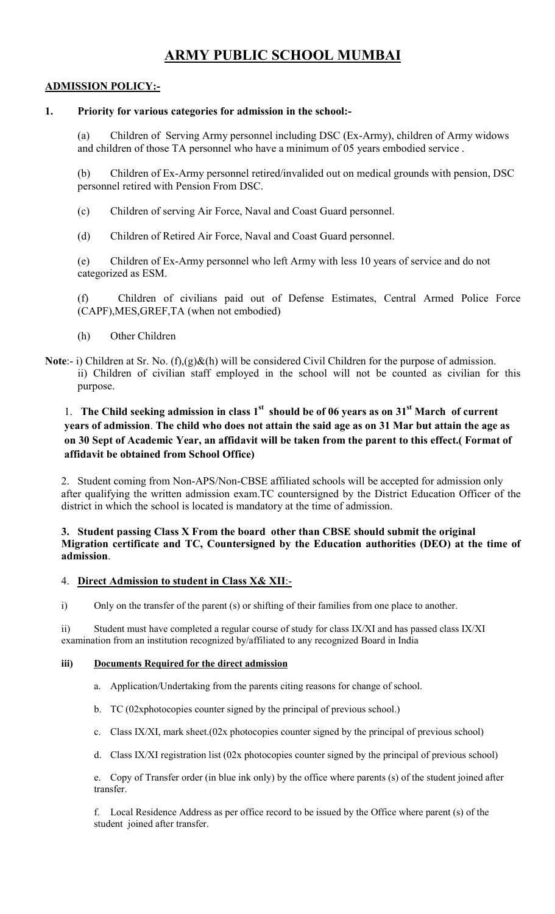# ARMY PUBLIC SCHOOL MUMBAI

**ADMISSION POLICY:-**

**1. Priority for various categories for admission in the school:-**

(a) Children of Serving Army personnel including DSC (Ex-Army), children of Army widows and children of those TA personnel who have a minimum of 05 years embodied service .

(b) Children of Ex-Army personnel retired/invalided out on medical grounds with pension, DSC personnel retired with Pension From DSC.

(c) Children of serving Air Force, Naval and Coast Guard personnel.

(d) Children of Retired Air Force, Naval and Coast Guard personnel.

(e) Children of Ex-Army personnel who left Army with less 10 years of service and do not categorized as ESM.

(f) Children of civilians paid out of Defense Estimates, Central Armed Police Force (CAPF),MES,GREF,TA (when not embodied)

(h) Other Children

**Note**:- i) Children at Sr. No. (f),(g)&(h) will be considered Civil Children for the purpose of admission.
ii) Children of civilian staff employed in the school will not be counted as civilian for this purpose.

1. **The Child seeking admission in class 1st should be of 06 years as on 31st March of current years of admission**. **The child who does not attain the said age as on 31 Mar but attain the age as on 30 Sept of Academic Year, an affidavit will be taken from the parent to this effect.( Format of affidavit be obtained from School Office)**

2. Student coming from Non-APS/Non-CBSE affiliated schools will be accepted for admission only after qualifying the written admission exam.TC countersigned by the District Education Officer of the district in which the school is located is mandatory at the time of admission.

**3. Student passing Class X From the board other than CBSE should submit the original Migration certificate and TC, Countersigned by the Education authorities (DEO) at the time of admission**.

4. **Direct Admission to student in Class X& XII**:-

i) Only on the transfer of the parent (s) or shifting of their families from one place to another.

ii) Student must have completed a regular course of study for class IX/XI and has passed class IX/XI examination from an institution recognized by/affiliated to any recognized Board in India

**iii) Documents Required for the direct admission**

a. Application/Undertaking from the parents citing reasons for change of school.

b. TC (02xphotocopies counter signed by the principal of previous school.)

c. Class IX/XI, mark sheet.(02x photocopies counter signed by the principal of previous school)

d. Class IX/XI registration list (02x photocopies counter signed by the principal of previous school)

e. Copy of Transfer order (in blue ink only) by the office where parents (s) of the student joined after transfer.

f. Local Residence Address as per office record to be issued by the Office where parent (s) of the student joined after transfer.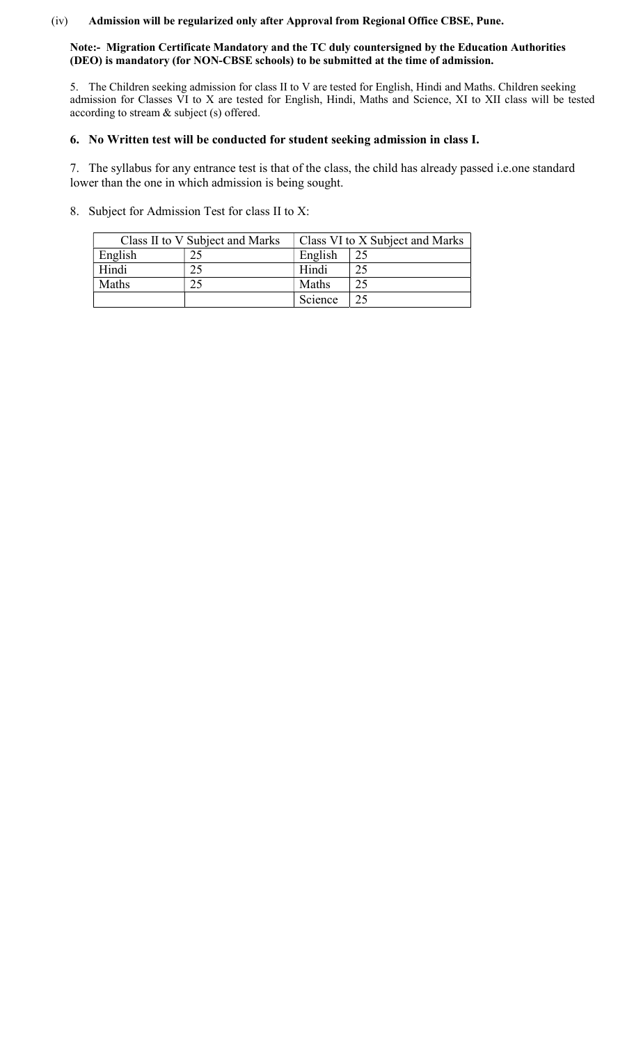(iv) **Admission will be regularized only after Approval from Regional Office CBSE, Pune.**

**Note:- Migration Certificate Mandatory and the TC duly countersigned by the Education Authorities (DEO) is mandatory (for NON-CBSE schools) to be submitted at the time of admission.**

5. The Children seeking admission for class II to V are tested for English, Hindi and Maths. Children seeking admission for Classes VI to X are tested for English, Hindi, Maths and Science, XI to XII class will be tested according to stream & subject (s) offered.

**6. No Written test will be conducted for student seeking admission in class I.**

7. The syllabus for any entrance test is that of the class, the child has already passed i.e.one standard lower than the one in which admission is being sought.

8. Subject for Admission Test for class II to X:

| Class II to V Subject and Marks | | Class VI to X Subject and Marks | |
|---|---|---|---|
| English | 25 | English | 25 |
| Hindi | 25 | Hindi | 25 |
| Maths | 25 | Maths | 25 |
| | | Science | 25 |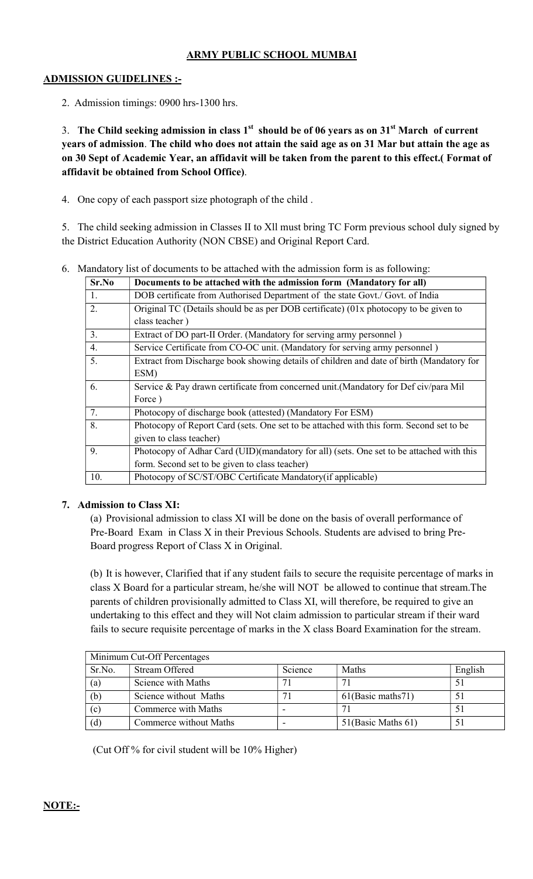# ARMY PUBLIC SCHOOL MUMBAI

## ADMISSION GUIDELINES :-

2. Admission timings: 0900 hrs-1300 hrs.

3. **The Child seeking admission in class 1st should be of 06 years as on 31st March of current years of admission**. **The child who does not attain the said age as on 31 Mar but attain the age as on 30 Sept of Academic Year, an affidavit will be taken from the parent to this effect.( Format of affidavit be obtained from School Office)**.

4. One copy of each passport size photograph of the child .

5. The child seeking admission in Classes II to Xll must bring TC Form previous school duly signed by the District Education Authority (NON CBSE) and Original Report Card.

6. Mandatory list of documents to be attached with the admission form is as following:

| Sr.No | Documents to be attached with the admission form (Mandatory for all) |
|---|---|
| 1. | DOB certificate from Authorised Department of the state Govt./ Govt. of India |
| 2. | Original TC (Details should be as per DOB certificate) (01x photocopy to be given to class teacher ) |
| 3. | Extract of DO part-II Order. (Mandatory for serving army personnel ) |
| 4. | Service Certificate from CO-OC unit. (Mandatory for serving army personnel ) |
| 5. | Extract from Discharge book showing details of children and date of birth (Mandatory for ESM) |
| 6. | Service & Pay drawn certificate from concerned unit.(Mandatory for Def civ/para Mil Force ) |
| 7. | Photocopy of discharge book (attested) (Mandatory For ESM) |
| 8. | Photocopy of Report Card (sets. One set to be attached with this form. Second set to be given to class teacher) |
| 9. | Photocopy of Adhar Card (UID)(mandatory for all) (sets. One set to be attached with this form. Second set to be given to class teacher) |
| 10. | Photocopy of SC/ST/OBC Certificate Mandatory(if applicable) |

**7. Admission to Class XI:**

(a) Provisional admission to class XI will be done on the basis of overall performance of Pre-Board Exam in Class X in their Previous Schools. Students are advised to bring Pre-Board progress Report of Class X in Original.

(b) It is however, Clarified that if any student fails to secure the requisite percentage of marks in class X Board for a particular stream, he/she will NOT be allowed to continue that stream.The parents of children provisionally admitted to Class XI, will therefore, be required to give an undertaking to this effect and they will Not claim admission to particular stream if their ward fails to secure requisite percentage of marks in the X class Board Examination for the stream.

| Minimum Cut-Off Percentages | | | | |
|---|---|---|---|---|
| Sr.No. | Stream Offered | Science | Maths | English |
| (a) | Science with Maths | 71 | 71 | 51 |
| (b) | Science without Maths | 71 | 61(Basic maths71) | 51 |
| (c) | Commerce with Maths | - | 71 | 51 |
| (d) | Commerce without Maths | - | 51(Basic Maths 61) | 51 |

(Cut Off % for civil student will be 10% Higher)

**NOTE:-**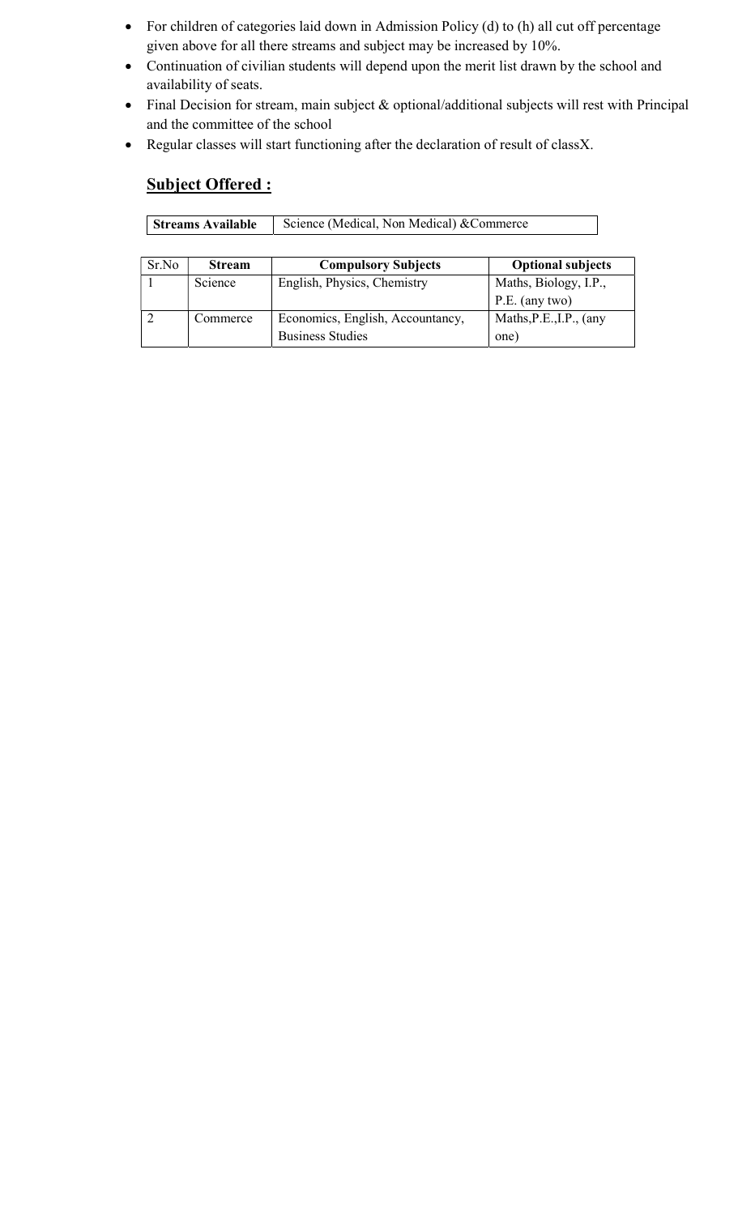- For children of categories laid down in Admission Policy (d) to (h) all cut off percentage given above for all there streams and subject may be increased by 10%.
- Continuation of civilian students will depend upon the merit list drawn by the school and availability of seats.
- Final Decision for stream, main subject & optional/additional subjects will rest with Principal and the committee of the school
- Regular classes will start functioning after the declaration of result of classX.

## Subject Offered :

| **Streams Available** | Science (Medical, Non Medical) &Commerce |
|---|---|

| Sr.No | Stream | Compulsory Subjects | Optional subjects |
|---|---|---|---|
| 1 | Science | English, Physics, Chemistry | Maths, Biology, I.P., P.E. (any two) |
| 2 | Commerce | Economics, English, Accountancy, Business Studies | Maths,P.E.,I.P., (any one) |